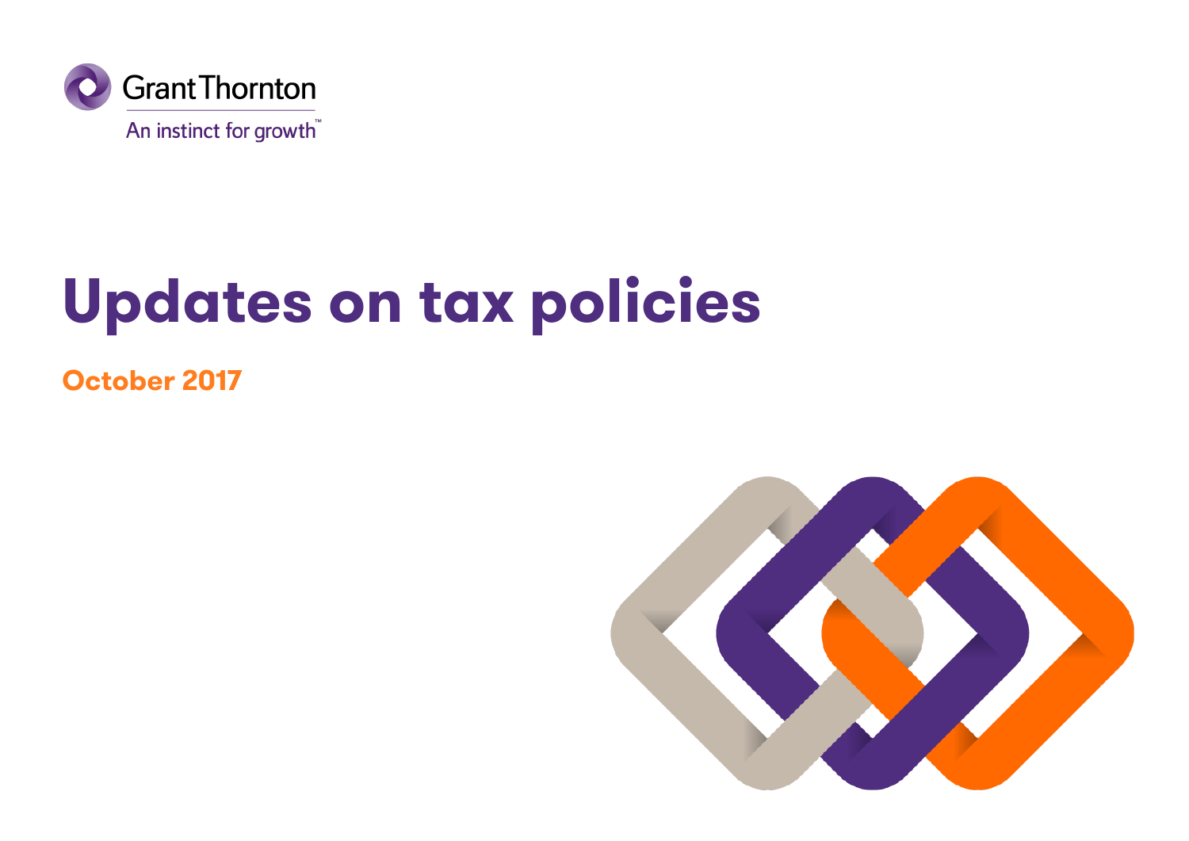Grant Thornton

An instinct for growth™

# Updates on tax policies

**October 2017**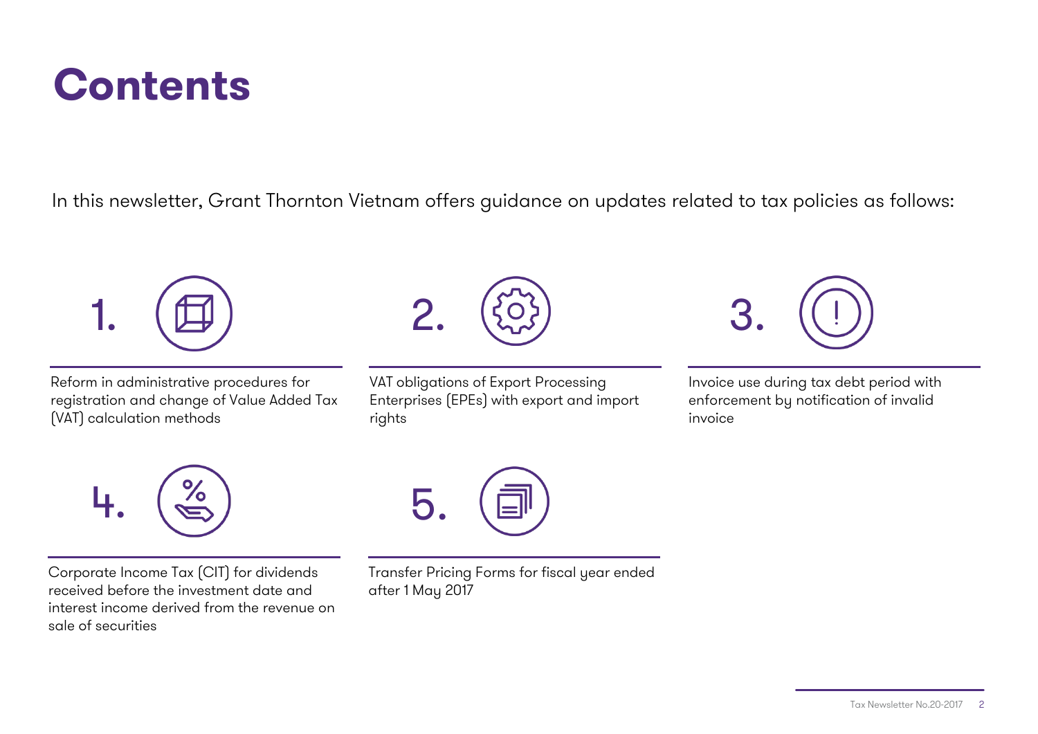# Contents

In this newsletter, Grant Thornton Vietnam offers guidance on updates related to tax policies as follows:

1. Reform in administrative procedures for registration and change of Value Added Tax (VAT) calculation methods

2. VAT obligations of Export Processing Enterprises (EPEs) with export and import rights

3. Invoice use during tax debt period with enforcement by notification of invalid invoice

4. Corporate Income Tax (CIT) for dividends received before the investment date and interest income derived from the revenue on sale of securities

5. Transfer Pricing Forms for fiscal year ended after 1 May 2017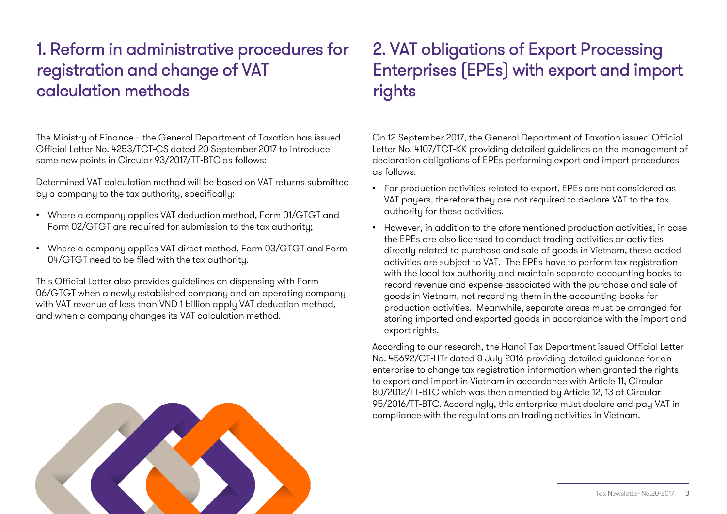# 1. Reform in administrative procedures for registration and change of VAT calculation methods

The Ministry of Finance – the General Department of Taxation has issued Official Letter No. 4253/TCT-CS dated 20 September 2017 to introduce some new points in Circular 93/2017/TT-BTC as follows:

Determined VAT calculation method will be based on VAT returns submitted by a company to the tax authority, specifically:

- Where a company applies VAT deduction method, Form 01/GTGT and Form 02/GTGT are required for submission to the tax authority;
- Where a company applies VAT direct method, Form 03/GTGT and Form 04/GTGT need to be filed with the tax authority.

This Official Letter also provides guidelines on dispensing with Form 06/GTGT when a newly established company and an operating company with VAT revenue of less than VND 1 billion apply VAT deduction method, and when a company changes its VAT calculation method.

# 2. VAT obligations of Export Processing Enterprises (EPEs) with export and import rights

On 12 September 2017, the General Department of Taxation issued Official Letter No. 4107/TCT-KK providing detailed guidelines on the management of declaration obligations of EPEs performing export and import procedures as follows:

- For production activities related to export, EPEs are not considered as VAT payers, therefore they are not required to declare VAT to the tax authority for these activities.
- However, in addition to the aforementioned production activities, in case the EPEs are also licensed to conduct trading activities or activities directly related to purchase and sale of goods in Vietnam, these added activities are subject to VAT. The EPEs have to perform tax registration with the local tax authority and maintain separate accounting books to record revenue and expense associated with the purchase and sale of goods in Vietnam, not recording them in the accounting books for production activities. Meanwhile, separate areas must be arranged for storing imported and exported goods in accordance with the import and export rights.

According to our research, the Hanoi Tax Department issued Official Letter No. 45692/CT-HTr dated 8 July 2016 providing detailed guidance for an enterprise to change tax registration information when granted the rights to export and import in Vietnam in accordance with Article 11, Circular 80/2012/TT-BTC which was then amended by Article 12, 13 of Circular 95/2016/TT-BTC. Accordingly, this enterprise must declare and pay VAT in compliance with the regulations on trading activities in Vietnam.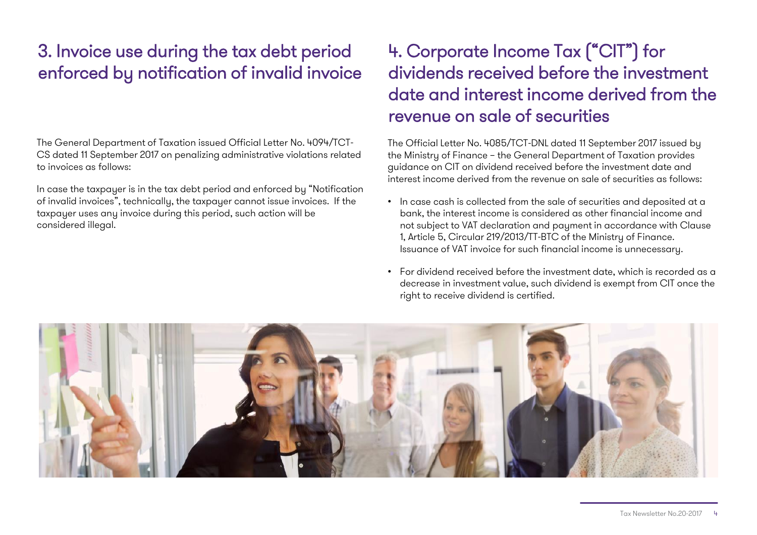## 3. Invoice use during the tax debt period enforced by notification of invalid invoice

The General Department of Taxation issued Official Letter No. 4094/TCT-CS dated 11 September 2017 on penalizing administrative violations related to invoices as follows:

In case the taxpayer is in the tax debt period and enforced by "Notification of invalid invoices", technically, the taxpayer cannot issue invoices. If the taxpayer uses any invoice during this period, such action will be considered illegal.

## 4. Corporate Income Tax ("CIT") for dividends received before the investment date and interest income derived from the revenue on sale of securities

The Official Letter No. 4085/TCT-DNL dated 11 September 2017 issued by the Ministry of Finance – the General Department of Taxation provides guidance on CIT on dividend received before the investment date and interest income derived from the revenue on sale of securities as follows:

- In case cash is collected from the sale of securities and deposited at a bank, the interest income is considered as other financial income and not subject to VAT declaration and payment in accordance with Clause 1, Article 5, Circular 219/2013/TT-BTC of the Ministry of Finance. Issuance of VAT invoice for such financial income is unnecessary.
- For dividend received before the investment date, which is recorded as a decrease in investment value, such dividend is exempt from CIT once the right to receive dividend is certified.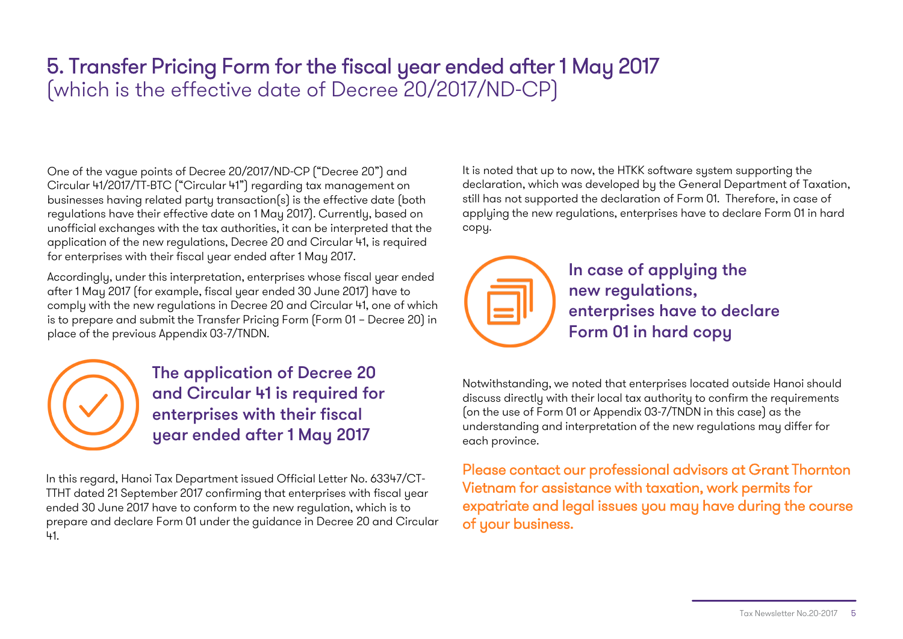## 5. Transfer Pricing Form for the fiscal year ended after 1 May 2017
(which is the effective date of Decree 20/2017/ND-CP)

One of the vague points of Decree 20/2017/ND-CP ("Decree 20") and Circular 41/2017/TT-BTC ("Circular 41") regarding tax management on businesses having related party transaction(s) is the effective date (both regulations have their effective date on 1 May 2017). Currently, based on unofficial exchanges with the tax authorities, it can be interpreted that the application of the new regulations, Decree 20 and Circular 41, is required for enterprises with their fiscal year ended after 1 May 2017.

Accordingly, under this interpretation, enterprises whose fiscal year ended after 1 May 2017 (for example, fiscal year ended 30 June 2017) have to comply with the new regulations in Decree 20 and Circular 41, one of which is to prepare and submit the Transfer Pricing Form (Form 01 – Decree 20) in place of the previous Appendix 03-7/TNDN.

**The application of Decree 20 and Circular 41 is required for enterprises with their fiscal year ended after 1 May 2017**

In this regard, Hanoi Tax Department issued Official Letter No. 63347/CT-TTHT dated 21 September 2017 confirming that enterprises with fiscal year ended 30 June 2017 have to conform to the new regulation, which is to prepare and declare Form 01 under the guidance in Decree 20 and Circular 41.

It is noted that up to now, the HTKK software system supporting the declaration, which was developed by the General Department of Taxation, still has not supported the declaration of Form 01. Therefore, in case of applying the new regulations, enterprises have to declare Form 01 in hard copy.

**In case of applying the new regulations, enterprises have to declare Form 01 in hard copy**

Notwithstanding, we noted that enterprises located outside Hanoi should discuss directly with their local tax authority to confirm the requirements (on the use of Form 01 or Appendix 03-7/TNDN in this case) as the understanding and interpretation of the new regulations may differ for each province.

**Please contact our professional advisors at Grant Thornton Vietnam for assistance with taxation, work permits for expatriate and legal issues you may have during the course of your business.**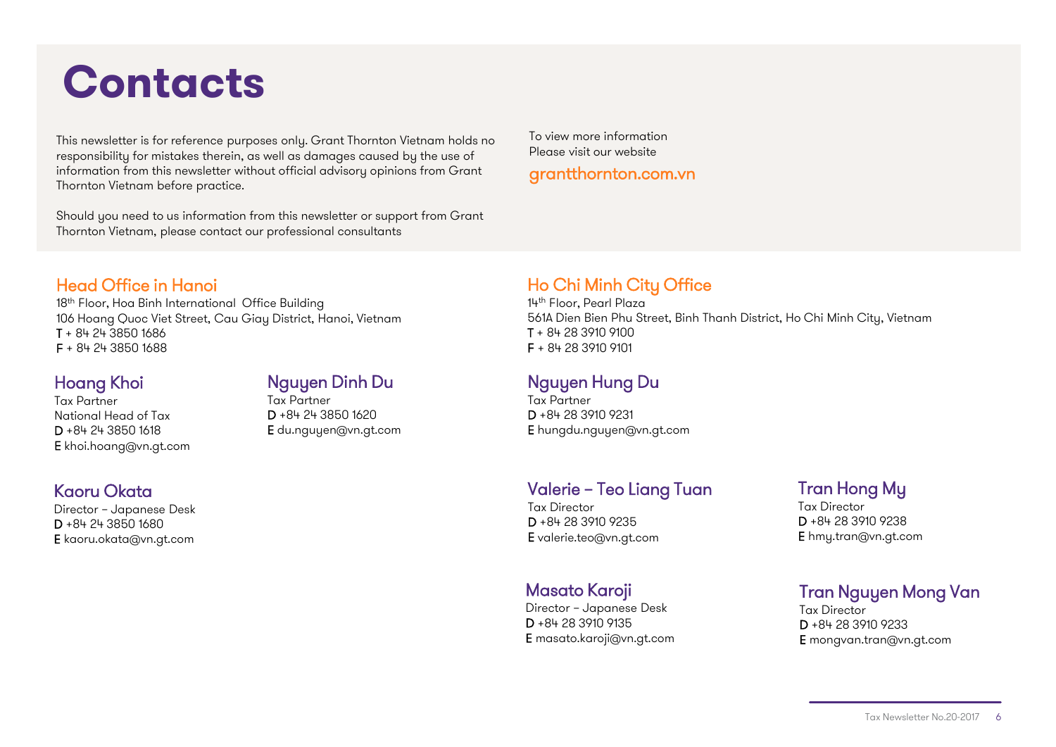# Contacts

This newsletter is for reference purposes only. Grant Thornton Vietnam holds no responsibility for mistakes therein, as well as damages caused by the use of information from this newsletter without official advisory opinions from Grant Thornton Vietnam before practice.

Should you need to us information from this newsletter or support from Grant Thornton Vietnam, please contact our professional consultants

To view more information
Please visit our website

**grantthornton.com.vn**

## Head Office in Hanoi

18th Floor, Hoa Binh International Office Building
106 Hoang Quoc Viet Street, Cau Giay District, Hanoi, Vietnam
T + 84 24 3850 1686
F + 84 24 3850 1688

### Hoang Khoi

Tax Partner
National Head of Tax
D +84 24 3850 1618
E khoi.hoang@vn.gt.com

### Nguyen Dinh Du

Tax Partner
D +84 24 3850 1620
E du.nguyen@vn.gt.com

### Kaoru Okata

Director – Japanese Desk
D +84 24 3850 1680
E kaoru.okata@vn.gt.com

## Ho Chi Minh City Office

14th Floor, Pearl Plaza
561A Dien Bien Phu Street, Binh Thanh District, Ho Chi Minh City, Vietnam
T + 84 28 3910 9100
F + 84 28 3910 9101

### Nguyen Hung Du

Tax Partner
D +84 28 3910 9231
E hungdu.nguyen@vn.gt.com

### Valerie – Teo Liang Tuan

Tax Director
D +84 28 3910 9235
E valerie.teo@vn.gt.com

### Tran Hong My

Tax Director
D +84 28 3910 9238
E hmy.tran@vn.gt.com

### Masato Karoji

Director – Japanese Desk
D +84 28 3910 9135
E masato.karoji@vn.gt.com

### Tran Nguyen Mong Van

Tax Director
D +84 28 3910 9233
E mongvan.tran@vn.gt.com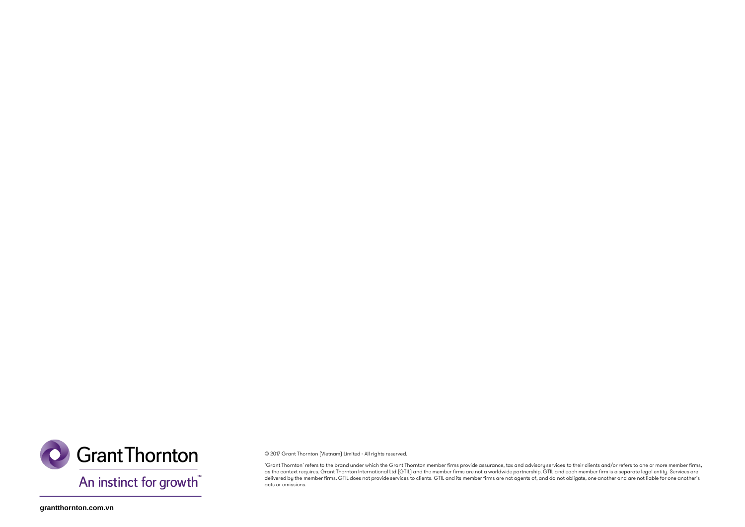Grant Thornton

An instinct for growth™

© 2017 Grant Thornton (Vietnam) Limited - All rights reserved.

'Grant Thornton' refers to the brand under which the Grant Thornton member firms provide assurance, tax and advisory services to their clients and/or refers to one or more member firms, as the context requires. Grant Thornton International Ltd (GTIL) and the member firms are not a worldwide partnership. GTIL and each member firm is a separate legal entity. Services are delivered by the member firms. GTIL does not provide services to clients. GTIL and its member firms are not agents of, and do not obligate, one another and are not liable for one another's acts or omissions.

**grantthornton.com.vn**